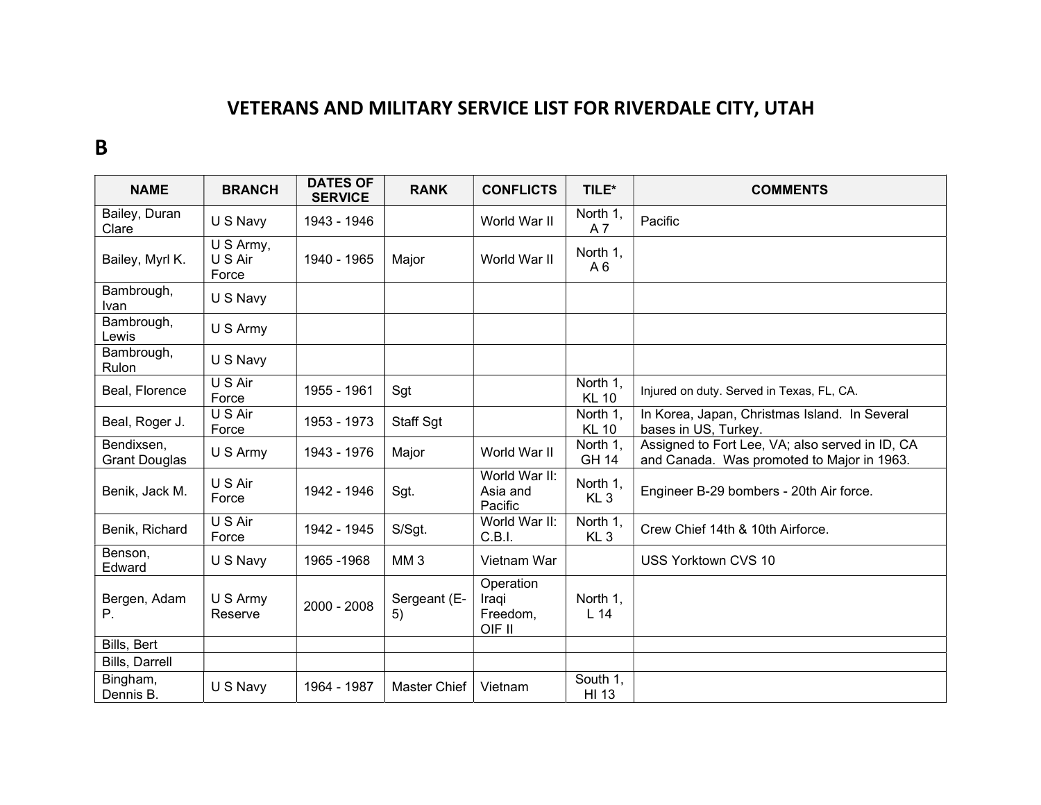# VETERANS AND MILITARY SERVICE LIST FOR RIVERDALE CITY, UTAH

## B

| NAME | BRANCH | DATES OF SERVICE | RANK | CONFLICTS | TILE* | COMMENTS |
|---|---|---|---|---|---|---|
| Bailey, Duran Clare | U S Navy | 1943 - 1946 | | World War II | North 1, A 7 | Pacific |
| Bailey, Myrl K. | U S Army, U S Air Force | 1940 - 1965 | Major | World War II | North 1, A 6 | |
| Bambrough, Ivan | U S Navy | | | | | |
| Bambrough, Lewis | U S Army | | | | | |
| Bambrough, Rulon | U S Navy | | | | | |
| Beal, Florence | U S Air Force | 1955 - 1961 | Sgt | | North 1, KL 10 | Injured on duty. Served in Texas, FL, CA. |
| Beal, Roger J. | U S Air Force | 1953 - 1973 | Staff Sgt | | North 1, KL 10 | In Korea, Japan, Christmas Island. In Several bases in US, Turkey. |
| Bendixsen, Grant Douglas | U S Army | 1943 - 1976 | Major | World War II | North 1, GH 14 | Assigned to Fort Lee, VA; also served in ID, CA and Canada. Was promoted to Major in 1963. |
| Benik, Jack M. | U S Air Force | 1942 - 1946 | Sgt. | World War II: Asia and Pacific | North 1, KL 3 | Engineer B-29 bombers - 20th Air force. |
| Benik, Richard | U S Air Force | 1942 - 1945 | S/Sgt. | World War II: C.B.I. | North 1, KL 3 | Crew Chief 14th & 10th Airforce. |
| Benson, Edward | U S Navy | 1965 -1968 | MM 3 | Vietnam War | | USS Yorktown CVS 10 |
| Bergen, Adam P. | U S Army Reserve | 2000 - 2008 | Sergeant (E-5) | Operation Iraqi Freedom, OIF II | North 1, L 14 | |
| Bills, Bert | | | | | | |
| Bills, Darrell | | | | | | |
| Bingham, Dennis B. | U S Navy | 1964 - 1987 | Master Chief | Vietnam | South 1, HI 13 | |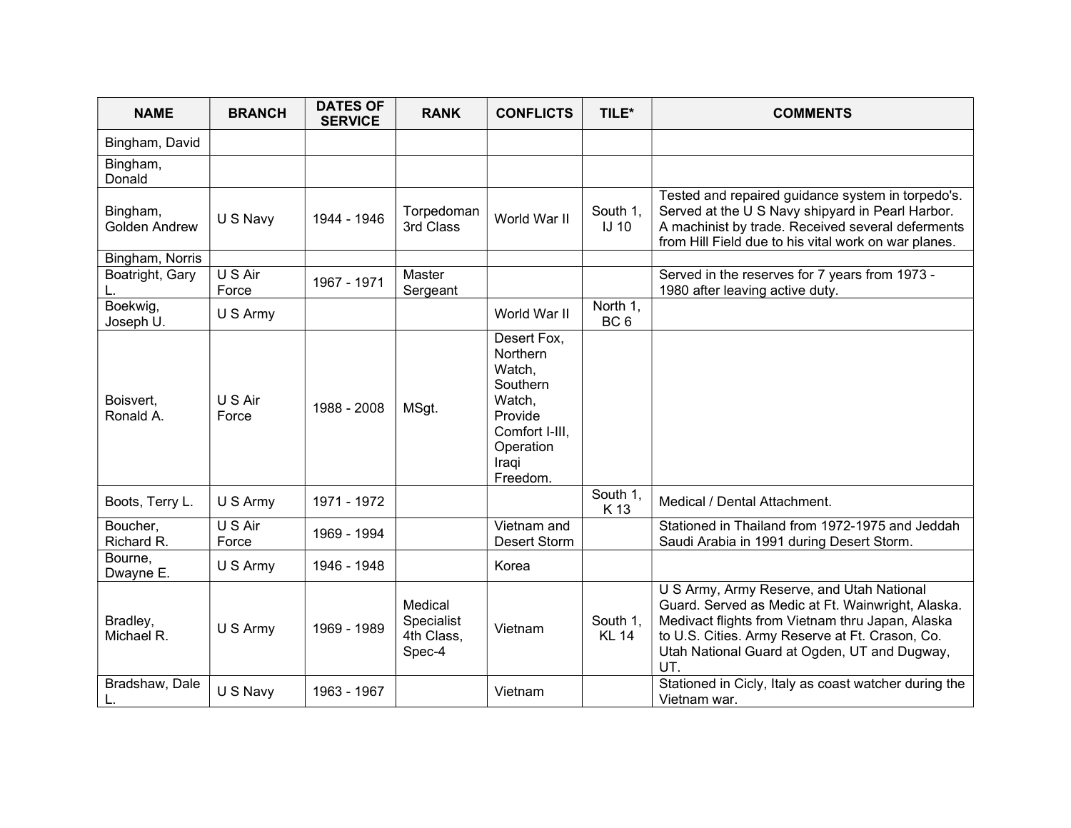| NAME | BRANCH | DATES OF SERVICE | RANK | CONFLICTS | TILE* | COMMENTS |
|---|---|---|---|---|---|---|
| Bingham, David | | | | | | |
| Bingham, Donald | | | | | | |
| Bingham, Golden Andrew | U S Navy | 1944 - 1946 | Torpedoman 3rd Class | World War II | South 1, IJ 10 | Tested and repaired guidance system in torpedo's. Served at the U S Navy shipyard in Pearl Harbor. A machinist by trade. Received several deferments from Hill Field due to his vital work on war planes. |
| Bingham, Norris | | | | | | |
| Boatright, Gary L. | U S Air Force | 1967 - 1971 | Master Sergeant | | | Served in the reserves for 7 years from 1973 - 1980 after leaving active duty. |
| Boekwig, Joseph U. | U S Army | | | World War II | North 1, BC 6 | |
| Boisvert, Ronald A. | U S Air Force | 1988 - 2008 | MSgt. | Desert Fox, Northern Watch, Southern Watch, Provide Comfort I-III, Operation Iraqi Freedom. | | |
| Boots, Terry L. | U S Army | 1971 - 1972 | | | South 1, K 13 | Medical / Dental Attachment. |
| Boucher, Richard R. | U S Air Force | 1969 - 1994 | | Vietnam and Desert Storm | | Stationed in Thailand from 1972-1975 and Jeddah Saudi Arabia in 1991 during Desert Storm. |
| Bourne, Dwayne E. | U S Army | 1946 - 1948 | | Korea | | |
| Bradley, Michael R. | U S Army | 1969 - 1989 | Medical Specialist 4th Class, Spec-4 | Vietnam | South 1, KL 14 | U S Army, Army Reserve, and Utah National Guard. Served as Medic at Ft. Wainwright, Alaska. Medivact flights from Vietnam thru Japan, Alaska to U.S. Cities. Army Reserve at Ft. Crason, Co. Utah National Guard at Ogden, UT and Dugway, UT. |
| Bradshaw, Dale L. | U S Navy | 1963 - 1967 | | Vietnam | | Stationed in Cicly, Italy as coast watcher during the Vietnam war. |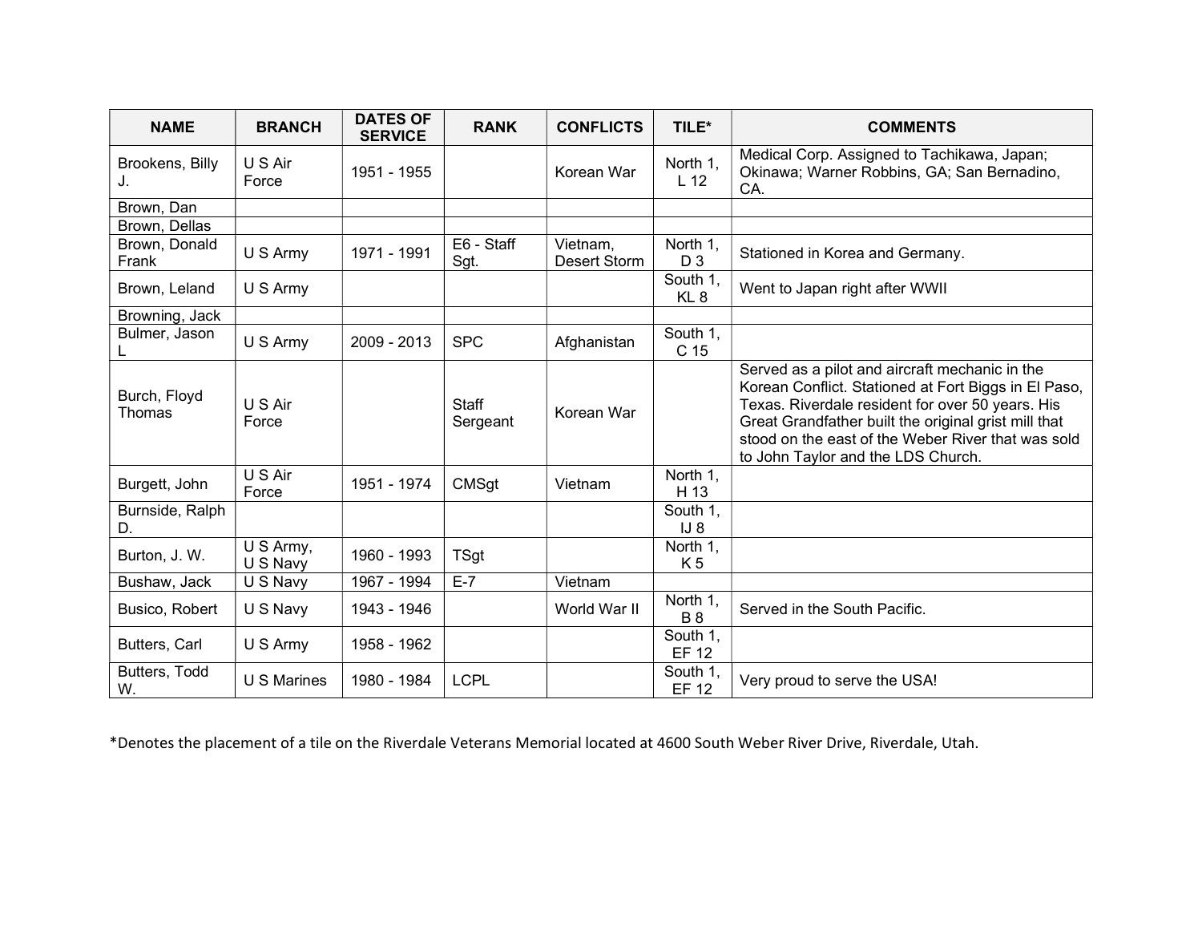| NAME | BRANCH | DATES OF SERVICE | RANK | CONFLICTS | TILE* | COMMENTS |
|---|---|---|---|---|---|---|
| Brookens, Billy J. | U S Air Force | 1951 - 1955 | | Korean War | North 1, L 12 | Medical Corp. Assigned to Tachikawa, Japan; Okinawa; Warner Robbins, GA; San Bernadino, CA. |
| Brown, Dan | | | | | | |
| Brown, Dellas | | | | | | |
| Brown, Donald Frank | U S Army | 1971 - 1991 | E6 - Staff Sgt. | Vietnam, Desert Storm | North 1, D 3 | Stationed in Korea and Germany. |
| Brown, Leland | U S Army | | | | South 1, KL 8 | Went to Japan right after WWII |
| Browning, Jack | | | | | | |
| Bulmer, Jason L | U S Army | 2009 - 2013 | SPC | Afghanistan | South 1, C 15 | |
| Burch, Floyd Thomas | U S Air Force | | Staff Sergeant | Korean War | | Served as a pilot and aircraft mechanic in the Korean Conflict. Stationed at Fort Biggs in El Paso, Texas. Riverdale resident for over 50 years. His Great Grandfather built the original grist mill that stood on the east of the Weber River that was sold to John Taylor and the LDS Church. |
| Burgett, John | U S Air Force | 1951 - 1974 | CMSgt | Vietnam | North 1, H 13 | |
| Burnside, Ralph D. | | | | | South 1, IJ 8 | |
| Burton, J. W. | U S Army, U S Navy | 1960 - 1993 | TSgt | | North 1, K 5 | |
| Bushaw, Jack | U S Navy | 1967 - 1994 | E-7 | Vietnam | | |
| Busico, Robert | U S Navy | 1943 - 1946 | | World War II | North 1, B 8 | Served in the South Pacific. |
| Butters, Carl | U S Army | 1958 - 1962 | | | South 1, EF 12 | |
| Butters, Todd W. | U S Marines | 1980 - 1984 | LCPL | | South 1, EF 12 | Very proud to serve the USA! |

*Denotes the placement of a tile on the Riverdale Veterans Memorial located at 4600 South Weber River Drive, Riverdale, Utah.